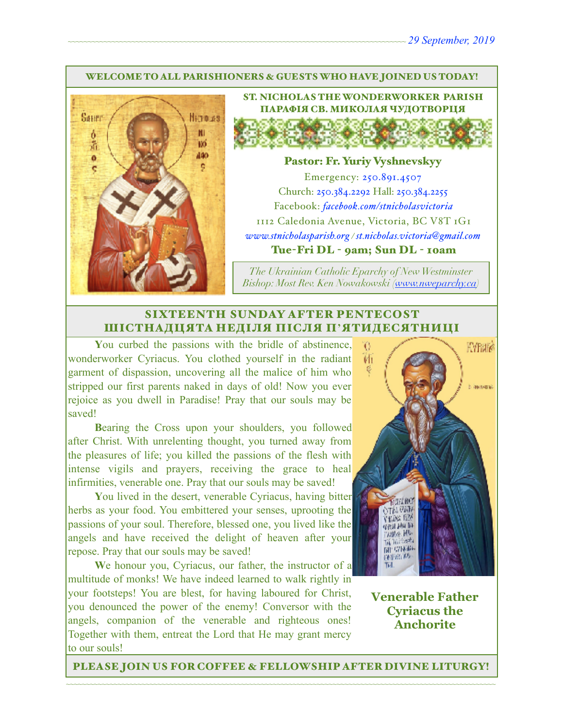29 September, 2019

WELCOME TO ALL PARISHIONERS & GUESTS WHO HAVE JOINED US TODAY!

## ST. NICHOLAS THE WONDERWORKER PARISH
## ПАРАФІЯ СВ. МИКОЛАЯ ЧУДОТВОРЦЯ

**Pastor: Fr. Yuriy Vyshnevskyy**

Emergency: 250.891.4507

Church: 250.384.2292 Hall: 250.384.2255

Facebook: *facebook.com/stnicholasvictoria*

1112 Caledonia Avenue, Victoria, BC V8T 1G1

*www.stnicholasparish.org / st.nicholas.victoria@gmail.com*

**Tue-Fri DL - 9am; Sun DL - 10am**

*The Ukrainian Catholic Eparchy of New Westminster*
*Bishop: Most Rev. Ken Nowakowski (www.nweparchy.ca)*

## SIXTEENTH SUNDAY AFTER PENTECOST
## ШІСТНАДЦЯТА НЕДІЛЯ ПІСЛЯ П'ЯТИДЕСЯТНИЦІ

**Y**ou curbed the passions with the bridle of abstinence, wonderworker Cyriacus. You clothed yourself in the radiant garment of dispassion, uncovering all the malice of him who stripped our first parents naked in days of old! Now you ever rejoice as you dwell in Paradise! Pray that our souls may be saved!

**B**earing the Cross upon your shoulders, you followed after Christ. With unrelenting thought, you turned away from the pleasures of life; you killed the passions of the flesh with intense vigils and prayers, receiving the grace to heal infirmities, venerable one. Pray that our souls may be saved!

**Y**ou lived in the desert, venerable Cyriacus, having bitter herbs as your food. You embittered your senses, uprooting the passions of your soul. Therefore, blessed one, you lived like the angels and have received the delight of heaven after your repose. Pray that our souls may be saved!

**W**e honour you, Cyriacus, our father, the instructor of a multitude of monks! We have indeed learned to walk rightly in your footsteps! You are blest, for having laboured for Christ, you denounced the power of the enemy! Conversor with the angels, companion of the venerable and righteous ones! Together with them, entreat the Lord that He may grant mercy to our souls!

**Venerable Father Cyriacus the Anchorite**

PLEASE JOIN US FOR COFFEE & FELLOWSHIP AFTER DIVINE LITURGY!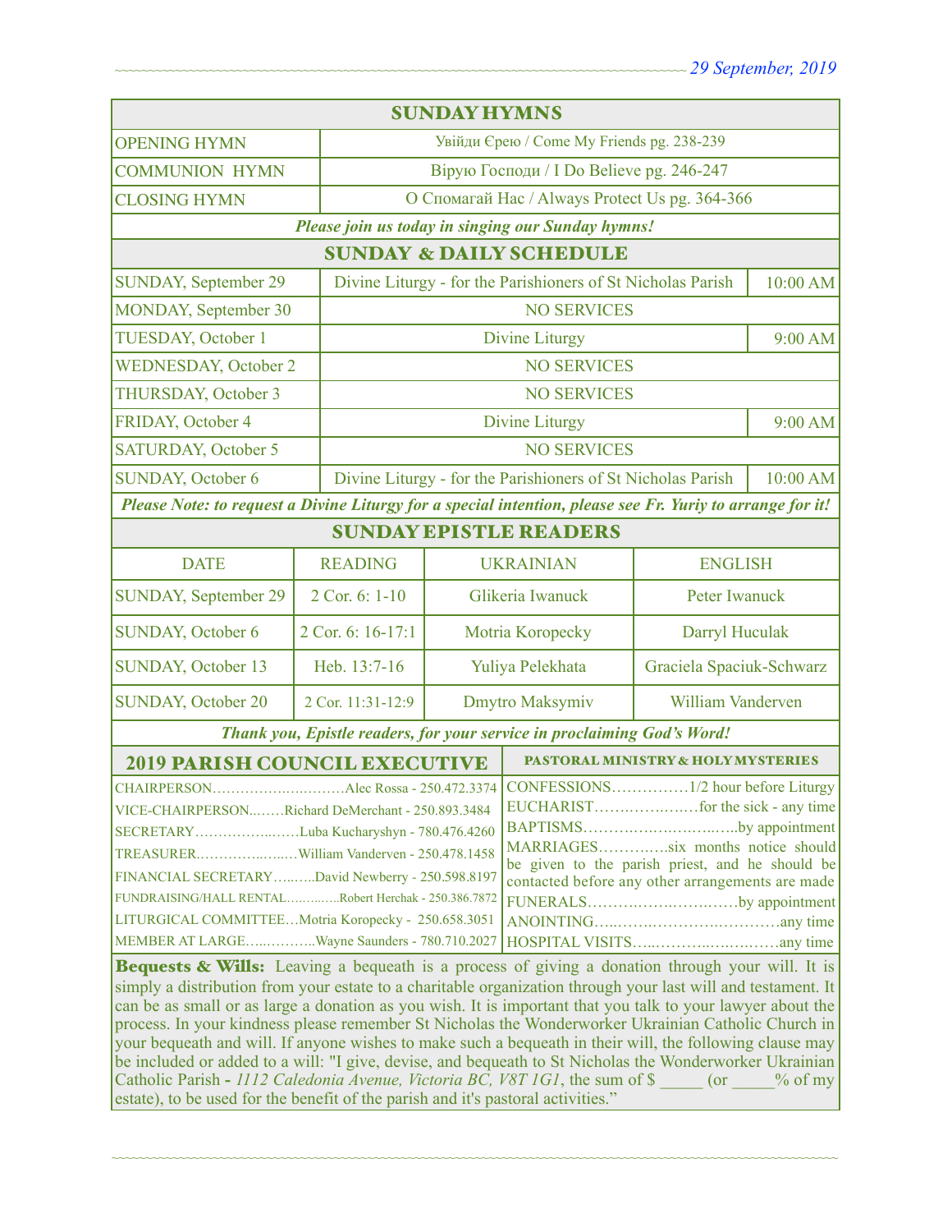## SUNDAY HYMNS

| | |
|---|---|
| OPENING HYMN | Увійди Єрею / Come My Friends pg. 238-239 |
| COMMUNION HYMN | Вірую Господи / I Do Believe pg. 246-247 |
| CLOSING HYMN | О Спомагай Нас / Always Protect Us pg. 364-366 |

*Please join us today in singing our Sunday hymns!*

## SUNDAY & DAILY SCHEDULE

| | | |
|---|---|---|
| SUNDAY, September 29 | Divine Liturgy - for the Parishioners of St Nicholas Parish | 10:00 AM |
| MONDAY, September 30 | NO SERVICES | |
| TUESDAY, October 1 | Divine Liturgy | 9:00 AM |
| WEDNESDAY, October 2 | NO SERVICES | |
| THURSDAY, October 3 | NO SERVICES | |
| FRIDAY, October 4 | Divine Liturgy | 9:00 AM |
| SATURDAY, October 5 | NO SERVICES | |
| SUNDAY, October 6 | Divine Liturgy - for the Parishioners of St Nicholas Parish | 10:00 AM |

*Please Note: to request a Divine Liturgy for a special intention, please see Fr. Yuriy to arrange for it!*

## SUNDAY EPISTLE READERS

| DATE | READING | UKRAINIAN | ENGLISH |
|---|---|---|---|
| SUNDAY, September 29 | 2 Cor. 6: 1-10 | Glikeria Iwanuck | Peter Iwanuck |
| SUNDAY, October 6 | 2 Cor. 6: 16-17:1 | Motria Koropecky | Darryl Huculak |
| SUNDAY, October 13 | Heb. 13:7-16 | Yuliya Pelekhata | Graciela Spaciuk-Schwarz |
| SUNDAY, October 20 | 2 Cor. 11:31-12:9 | Dmytro Maksymiv | William Vanderven |

*Thank you, Epistle readers, for your service in proclaiming God's Word!*

## 2019 PARISH COUNCIL EXECUTIVE

CHAIRPERSON……………………….Alec Rossa - 250.472.3374
VICE-CHAIRPERSON…….Richard DeMerchant - 250.893.3484
SECRETARY……………….……Luba Kucharyshyn - 780.476.4260
TREASURER………………….William Vanderven - 250.478.1458
FINANCIAL SECRETARY……..David Newberry - 250.598.8197
FUNDRAISING/HALL RENTAL…………Robert Herchak - 250.386.7872
LITURGICAL COMMITTEE…Motria Koropecky - 250.658.3051
MEMBER AT LARGE…………..Wayne Saunders - 780.710.2027

## PASTORAL MINISTRY & HOLY MYSTERIES

CONFESSIONS……………1/2 hour before Liturgy
EUCHARIST………………for the sick - any time
BAPTISMS………………………….by appointment
MARRIAGES………….six months notice should be given to the parish priest, and he should be contacted before any other arrangements are made
FUNERALS…………………………by appointment
ANOINTING……………………………any time
HOSPITAL VISITS………………………any time

**Bequests & Wills:** Leaving a bequeath is a process of giving a donation through your will. It is simply a distribution from your estate to a charitable organization through your last will and testament. It can be as small or as large a donation as you wish. It is important that you talk to your lawyer about the process. In your kindness please remember St Nicholas the Wonderworker Ukrainian Catholic Church in your bequeath and will. If anyone wishes to make such a bequeath in their will, the following clause may be included or added to a will: "I give, devise, and bequeath to St Nicholas the Wonderworker Ukrainian Catholic Parish - *1112 Caledonia Avenue, Victoria BC, V8T 1G1*, the sum of $ _____ (or _____% of my estate), to be used for the benefit of the parish and it's pastoral activities."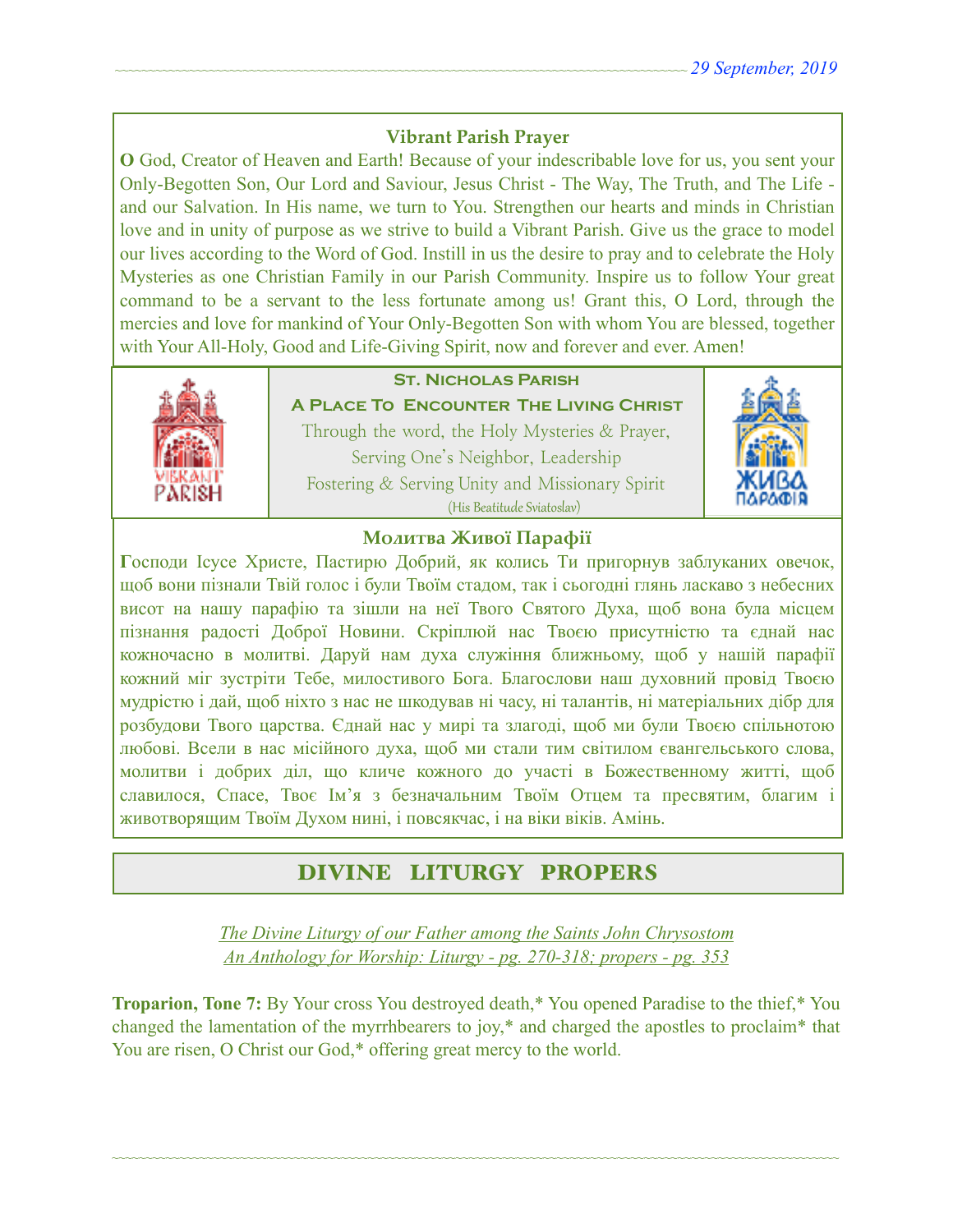## Vibrant Parish Prayer

**O** God, Creator of Heaven and Earth! Because of your indescribable love for us, you sent your Only-Begotten Son, Our Lord and Saviour, Jesus Christ - The Way, The Truth, and The Life - and our Salvation. In His name, we turn to You. Strengthen our hearts and minds in Christian love and in unity of purpose as we strive to build a Vibrant Parish. Give us the grace to model our lives according to the Word of God. Instill in us the desire to pray and to celebrate the Holy Mysteries as one Christian Family in our Parish Community. Inspire us to follow Your great command to be a servant to the less fortunate among us! Grant this, O Lord, through the mercies and love for mankind of Your Only-Begotten Son with whom You are blessed, together with Your All-Holy, Good and Life-Giving Spirit, now and forever and ever. Amen!

**St. Nicholas Parish**

**A Place To Encounter The Living Christ**

Through the word, the Holy Mysteries & Prayer,
Serving One's Neighbor, Leadership
Fostering & Serving Unity and Missionary Spirit
(His Beatitude Sviatoslav)

## Молитва Живої Парафії

**Г**осподи Ісусе Христе, Пастирю Добрий, як колись Ти пригорнув заблуканих овечок, щоб вони пізнали Твій голос і були Твоїм стадом, так і сьогодні глянь ласкаво з небесних висот на нашу парафію та зішли на неї Твого Святого Духа, щоб вона була місцем пізнання радості Доброї Новини. Скріплюй нас Твоєю присутністю та єднай нас кожночасно в молитві. Даруй нам духа служіння ближньому, щоб у нашій парафії кожний міг зустріти Тебе, милостивого Бога. Благослови наш духовний провід Твоєю мудрістю і дай, щоб ніхто з нас не шкодував ні часу, ні талантів, ні матеріальних дібр для розбудови Твого царства. Єднай нас у мирі та злагоді, щоб ми були Твоєю спільнотою любові. Всели в нас місійного духа, щоб ми стали тим світилом євангельського слова, молитви і добрих діл, що кличе кожного до участі в Божественному житті, щоб славилося, Спасе, Твоє Ім'я з безначальним Твоїм Отцем та пресвятим, благим і животворящим Твоїм Духом нині, і повсякчас, і на віки віків. Амінь.

## DIVINE LITURGY PROPERS

*The Divine Liturgy of our Father among the Saints John Chrysostom*
*An Anthology for Worship: Liturgy - pg. 270-318; propers - pg. 353*

**Troparion, Tone 7:** By Your cross You destroyed death,* You opened Paradise to the thief,* You changed the lamentation of the myrrhbearers to joy,* and charged the apostles to proclaim* that You are risen, O Christ our God,* offering great mercy to the world.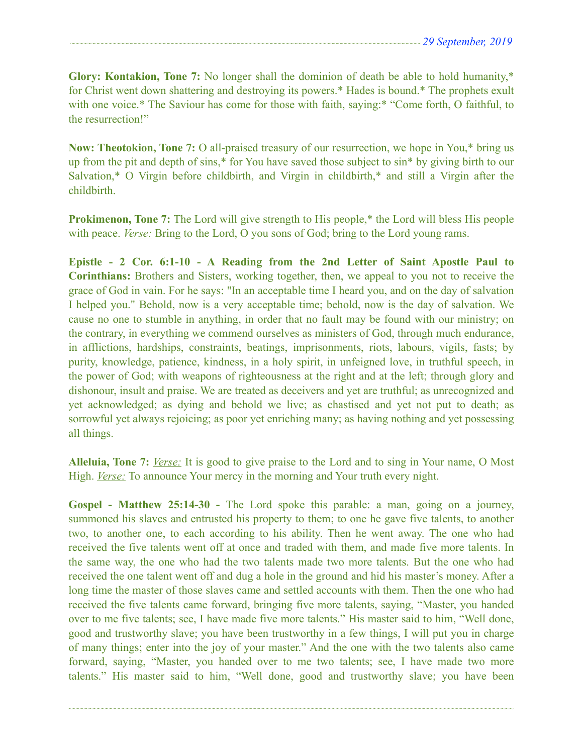**Glory: Kontakion, Tone 7:** No longer shall the dominion of death be able to hold humanity,* for Christ went down shattering and destroying its powers.* Hades is bound.* The prophets exult with one voice.* The Saviour has come for those with faith, saying:* "Come forth, O faithful, to the resurrection!"

**Now: Theotokion, Tone 7:** O all-praised treasury of our resurrection, we hope in You,* bring us up from the pit and depth of sins,* for You have saved those subject to sin* by giving birth to our Salvation,* O Virgin before childbirth, and Virgin in childbirth,* and still a Virgin after the childbirth.

**Prokimenon, Tone 7:** The Lord will give strength to His people,* the Lord will bless His people with peace. *Verse:* Bring to the Lord, O you sons of God; bring to the Lord young rams.

**Epistle - 2 Cor. 6:1-10 - A Reading from the 2nd Letter of Saint Apostle Paul to Corinthians:** Brothers and Sisters, working together, then, we appeal to you not to receive the grace of God in vain. For he says: "In an acceptable time I heard you, and on the day of salvation I helped you." Behold, now is a very acceptable time; behold, now is the day of salvation. We cause no one to stumble in anything, in order that no fault may be found with our ministry; on the contrary, in everything we commend ourselves as ministers of God, through much endurance, in afflictions, hardships, constraints, beatings, imprisonments, riots, labours, vigils, fasts; by purity, knowledge, patience, kindness, in a holy spirit, in unfeigned love, in truthful speech, in the power of God; with weapons of righteousness at the right and at the left; through glory and dishonour, insult and praise. We are treated as deceivers and yet are truthful; as unrecognized and yet acknowledged; as dying and behold we live; as chastised and yet not put to death; as sorrowful yet always rejoicing; as poor yet enriching many; as having nothing and yet possessing all things.

**Alleluia, Tone 7:** *Verse:* It is good to give praise to the Lord and to sing in Your name, O Most High. *Verse:* To announce Your mercy in the morning and Your truth every night.

**Gospel - Matthew 25:14-30 -** The Lord spoke this parable: a man, going on a journey, summoned his slaves and entrusted his property to them; to one he gave five talents, to another two, to another one, to each according to his ability. Then he went away. The one who had received the five talents went off at once and traded with them, and made five more talents. In the same way, the one who had the two talents made two more talents. But the one who had received the one talent went off and dug a hole in the ground and hid his master's money. After a long time the master of those slaves came and settled accounts with them. Then the one who had received the five talents came forward, bringing five more talents, saying, "Master, you handed over to me five talents; see, I have made five more talents." His master said to him, "Well done, good and trustworthy slave; you have been trustworthy in a few things, I will put you in charge of many things; enter into the joy of your master." And the one with the two talents also came forward, saying, "Master, you handed over to me two talents; see, I have made two more talents." His master said to him, "Well done, good and trustworthy slave; you have been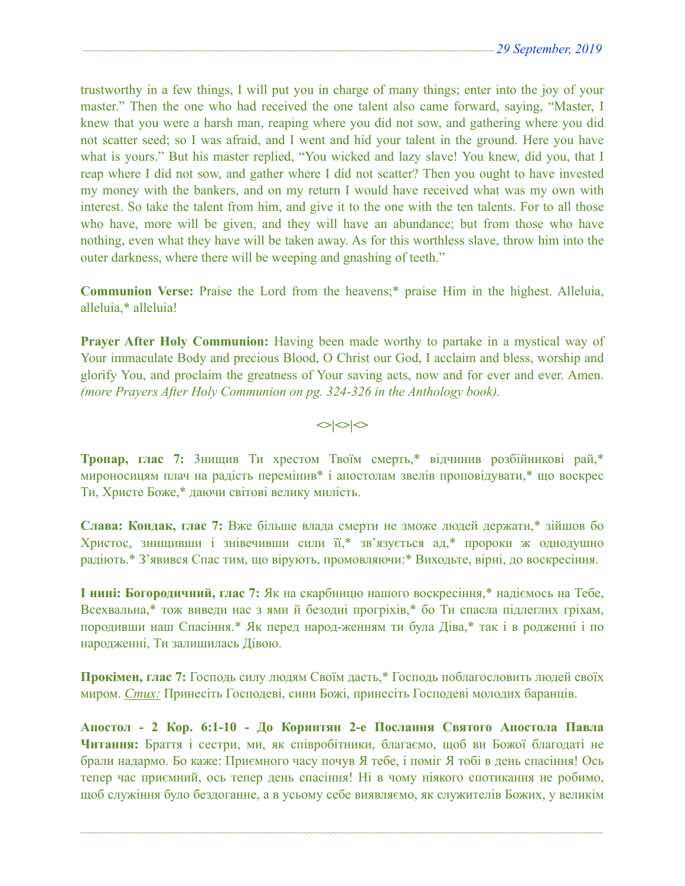trustworthy in a few things, I will put you in charge of many things; enter into the joy of your master." Then the one who had received the one talent also came forward, saying, "Master, I knew that you were a harsh man, reaping where you did not sow, and gathering where you did not scatter seed; so I was afraid, and I went and hid your talent in the ground. Here you have what is yours." But his master replied, "You wicked and lazy slave! You knew, did you, that I reap where I did not sow, and gather where I did not scatter? Then you ought to have invested my money with the bankers, and on my return I would have received what was my own with interest. So take the talent from him, and give it to the one with the ten talents. For to all those who have, more will be given, and they will have an abundance; but from those who have nothing, even what they have will be taken away. As for this worthless slave, throw him into the outer darkness, where there will be weeping and gnashing of teeth."

**Communion Verse:** Praise the Lord from the heavens;* praise Him in the highest. Alleluia, alleluia,* alleluia!

**Prayer After Holy Communion:** Having been made worthy to partake in a mystical way of Your immaculate Body and precious Blood, O Christ our God, I acclaim and bless, worship and glorify You, and proclaim the greatness of Your saving acts, now and for ever and ever. Amen. *(more Prayers After Holy Communion on pg. 324-326 in the Anthology book).*

**<>|<>|<>**

**Тропар, глас 7:** Знищив Ти хрестом Твоїм смерть,* відчинив розбійникові рай,* мироносицям плач на радість перемінив* і апостолам звелів проповідувати,* що воскрес Ти, Христе Боже,* даючи світові велику милість.

**Слава: Кондак, глас 7:** Вже більше влада смерти не зможе людей держати,* зійшов бо Христос, знищивши і знівечивши сили її,* зв'язується ад,* пророки ж однодушно радіють.* З'явився Спас тим, що вірують, промовляючи:* Виходьте, вірні, до воскресіння.

**І нині: Богородичний, глас 7:** Як на скарбницю нашого воскресіння,* надіємось на Тебе, Всехвальна,* тож виведи нас з ями й безодні прогріхів,* бо Ти спасла підлеглих гріхам, породивши наш Спасіння.* Як перед народ-женням ти була Діва,* так і в родженні і по народженні, Ти залишилась Дівою.

**Прокімен, глас 7:** Господь силу людям Своїм дасть,* Господь поблагословить людей своїх миром. *Стих:* Принесіть Господеві, сини Божі, принесіть Господеві молодих баранців.

**Апостол - 2 Кор. 6:1-10 - До Коринтян 2-е Послання Святого Апостола Павла Читання:** Браття і сестри, ми, як співробітники, благаємо, щоб ви Божої благодаті не брали надармо. Бо каже: Приємного часу почув Я тебе, і поміг Я тобі в день спасіння! Ось тепер час приємний, ось тепер день спасіння! Ні в чому ніякого спотикання не робимо, щоб служіння було бездоганне, а в усьому себе виявляємо, як служителів Божих, у великім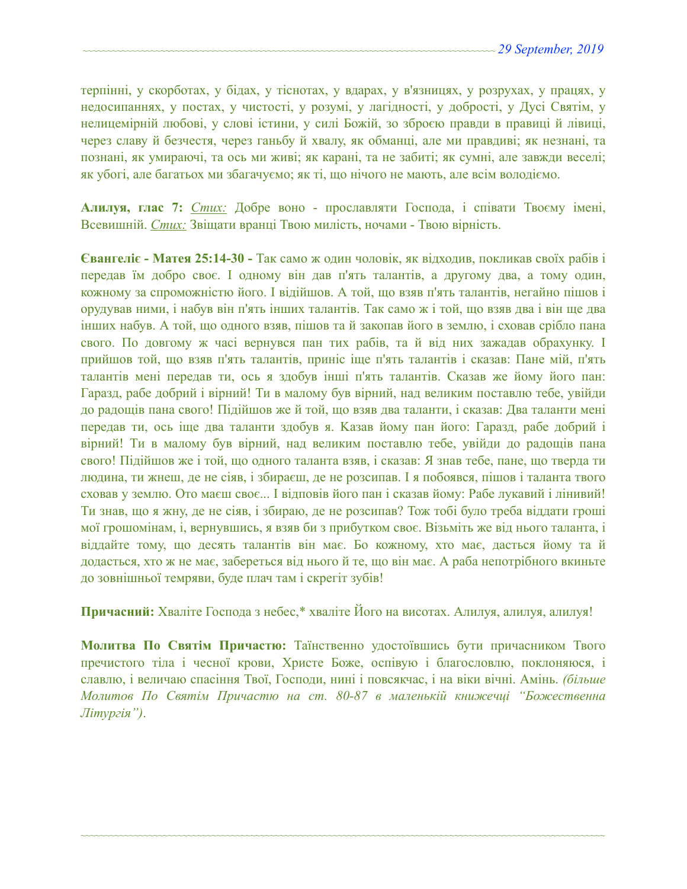терпінні, у скорботах, у бідах, у тіснотах, у вдарах, у в'язницях, у розрухах, у працях, у недосипаннях, у постах, у чистості, у розумі, у лагідності, у доброcті, у Дусі Святім, у нелицемірній любові, у слові істини, у силі Божій, зо зброєю правди в правиці й лівиці, через славу й безчестя, через ганьбу й хвалу, як обманці, але ми правдиві; як незнані, та познані, як умираючі, та ось ми живі; як карані, та не забиті; як сумні, але завжди веселі; як убогі, але багатьох ми збагачуємо; як ті, що нічого не мають, але всім володіємо.

**Алилуя, глас 7:** *Стих:* Добре воно - прославляти Господа, і співати Твоєму імені, Всевишній. *Стих:* Звіщати вранці Твою милість, ночами - Твою вірність.

**Євангеліє - Матея 25:14-30 -** Так само ж один чоловік, як відходив, покликав своїх рабів і передав їм добро своє. І одному він дав п'ять талантів, а другому два, а тому один, кожному за спроможністю його. І відійшов. А той, що взяв п'ять талантів, негайно пішов і орудував ними, і набув він п'ять інших талантів. Так само ж і той, що взяв два і він ще два інших набув. А той, що одного взяв, пішов та й закопав його в землю, і сховав срібло пана свого. По довгому ж часі вернувся пан тих рабів, та й від них зажадав обрахунку. І прийшов той, що взяв п'ять талантів, приніс іще п'ять талантів і сказав: Пане мій, п'ять талантів мені передав ти, ось я здобув інші п'ять талантів. Сказав же йому його пан: Гаразд, рабе добрий і вірний! Ти в малому був вірний, над великим поставлю тебе, увійди до радощів пана свого! Підійшов же й той, що взяв два таланти, і сказав: Два таланти мені передав ти, ось іще два таланти здобув я. Казав йому пан його: Гаразд, рабе добрий і вірний! Ти в малому був вірний, над великим поставлю тебе, увійди до радощів пана свого! Підійшов же і той, що одного таланта взяв, і сказав: Я знав тебе, пане, що тверда ти людина, ти жнеш, де не сіяв, і збираєш, де не розсипав. І я побоявся, пішов і таланта твого сховав у землю. Ото маєш своє... І відповів його пан і сказав йому: Рабе лукавий і лінивий! Ти знав, що я жну, де не сіяв, і збираю, де не розсипав? Тож тобі було треба віддати гроші мої грошомінам, і, вернувшись, я взяв би з прибутком своє. Візьміть же від нього таланта, і віддайте тому, що десять талантів він має. Бо кожному, хто має, дасться йому та й додасться, хто ж не має, забереться від нього й те, що він має. А раба непотрібного вкиньте до зовнішньої темряви, буде плач там і скрегіт зубів!

**Причасний:** Хваліте Господа з небес,* хваліте Його на висотах. Алилуя, алилуя, алилуя!

**Молитва По Святім Причастю:** Таїнственно удостоївшись бути причасником Твого пречистого тіла і чесної крови, Христе Боже, оспівую і благословлю, поклоняюся, і славлю, і величаю спасіння Твої, Господи, нині і повсякчас, і на віки вічні. Амінь. *(більше Молитов По Святім Причастю на ст. 80-87 в маленькій книжечці "Божественна Літургія").*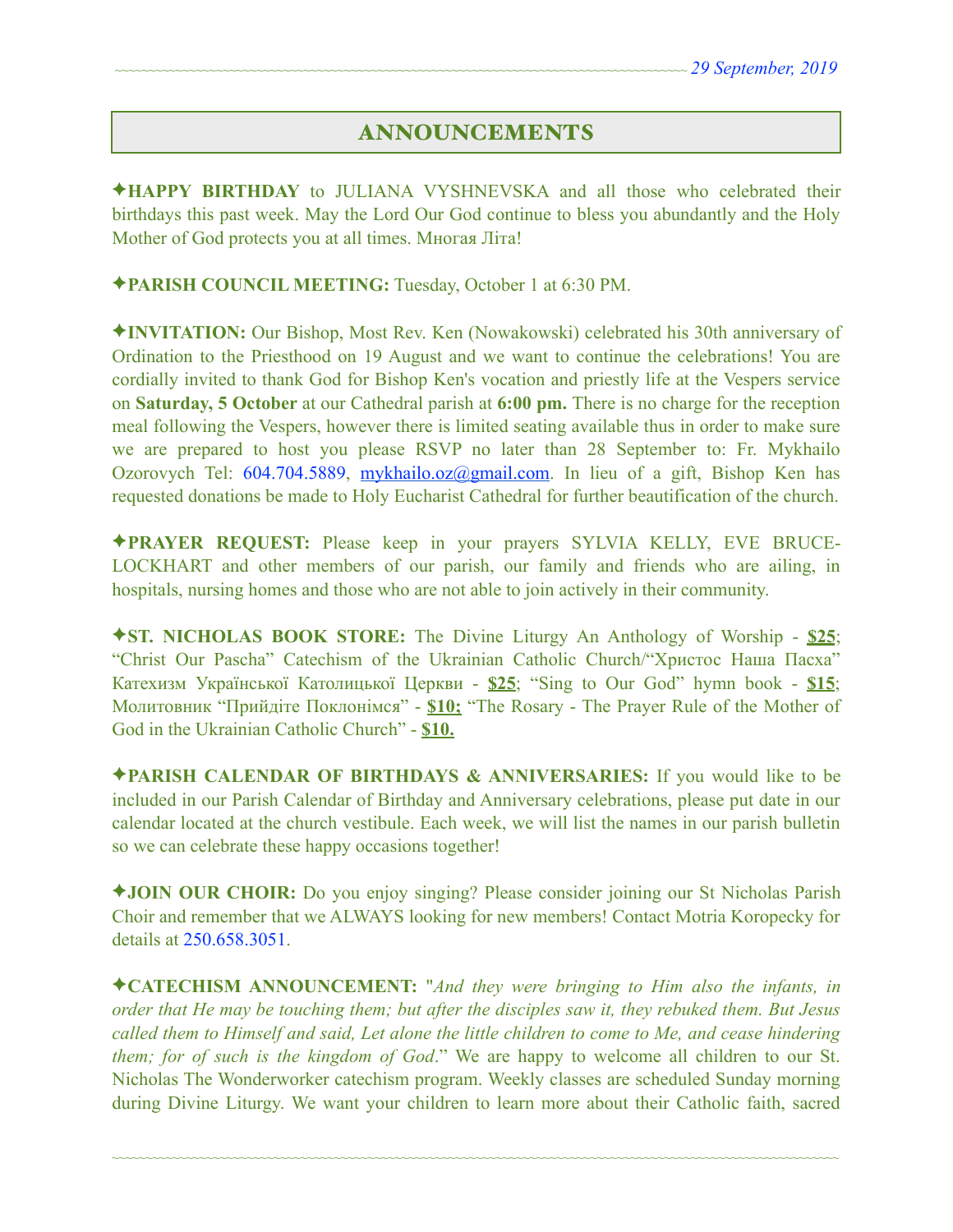# ANNOUNCEMENTS

✦**HAPPY BIRTHDAY** to JULIANA VYSHNEVSKA and all those who celebrated their birthdays this past week. May the Lord Our God continue to bless you abundantly and the Holy Mother of God protects you at all times. Многая Літа!

✦**PARISH COUNCIL MEETING:** Tuesday, October 1 at 6:30 PM.

✦**INVITATION:** Our Bishop, Most Rev. Ken (Nowakowski) celebrated his 30th anniversary of Ordination to the Priesthood on 19 August and we want to continue the celebrations! You are cordially invited to thank God for Bishop Ken's vocation and priestly life at the Vespers service on **Saturday, 5 October** at our Cathedral parish at **6:00 pm.** There is no charge for the reception meal following the Vespers, however there is limited seating available thus in order to make sure we are prepared to host you please RSVP no later than 28 September to: Fr. Mykhailo Ozorovych Tel: 604.704.5889, mykhailo.oz@gmail.com. In lieu of a gift, Bishop Ken has requested donations be made to Holy Eucharist Cathedral for further beautification of the church.

✦**PRAYER REQUEST:** Please keep in your prayers SYLVIA KELLY, EVE BRUCE-LOCKHART and other members of our parish, our family and friends who are ailing, in hospitals, nursing homes and those who are not able to join actively in their community.

✦**ST. NICHOLAS BOOK STORE:** The Divine Liturgy An Anthology of Worship - **$25**; "Christ Our Pascha" Catechism of the Ukrainian Catholic Church/"Христос Наша Пасха" Катехизм Української Католицької Церкви - **$25**; "Sing to Our God" hymn book - **$15**; Молитовник "Прийдіте Поклонімся" - **$10;** "The Rosary - The Prayer Rule of the Mother of God in the Ukrainian Catholic Church" - **$10.**

✦**PARISH CALENDAR OF BIRTHDAYS & ANNIVERSARIES:** If you would like to be included in our Parish Calendar of Birthday and Anniversary celebrations, please put date in our calendar located at the church vestibule. Each week, we will list the names in our parish bulletin so we can celebrate these happy occasions together!

✦**JOIN OUR CHOIR:** Do you enjoy singing? Please consider joining our St Nicholas Parish Choir and remember that we ALWAYS looking for new members! Contact Motria Koropecky for details at 250.658.3051.

✦**CATECHISM ANNOUNCEMENT:** "*And they were bringing to Him also the infants, in order that He may be touching them; but after the disciples saw it, they rebuked them. But Jesus called them to Himself and said, Let alone the little children to come to Me, and cease hindering them; for of such is the kingdom of God*." We are happy to welcome all children to our St. Nicholas The Wonderworker catechism program. Weekly classes are scheduled Sunday morning during Divine Liturgy. We want your children to learn more about their Catholic faith, sacred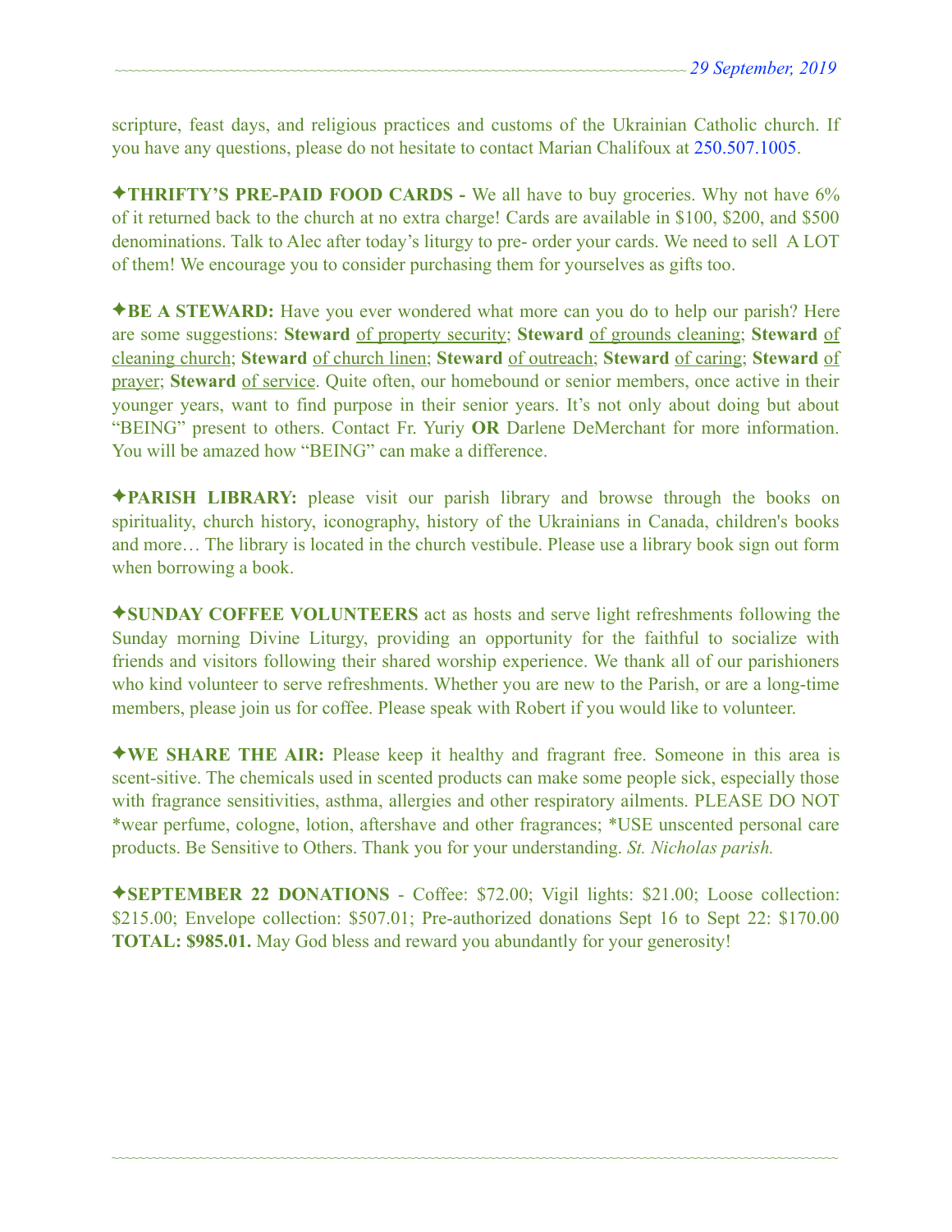scripture, feast days, and religious practices and customs of the Ukrainian Catholic church. If you have any questions, please do not hesitate to contact Marian Chalifoux at 250.507.1005.

✦**THRIFTY'S PRE-PAID FOOD CARDS -** We all have to buy groceries. Why not have 6% of it returned back to the church at no extra charge! Cards are available in $100, $200, and $500 denominations. Talk to Alec after today's liturgy to pre- order your cards. We need to sell A LOT of them! We encourage you to consider purchasing them for yourselves as gifts too.

✦**BE A STEWARD:** Have you ever wondered what more can you do to help our parish? Here are some suggestions: **Steward** of property security; **Steward** of grounds cleaning; **Steward** of cleaning church; **Steward** of church linen; **Steward** of outreach; **Steward** of caring; **Steward** of prayer; **Steward** of service. Quite often, our homebound or senior members, once active in their younger years, want to find purpose in their senior years. It's not only about doing but about "BEING" present to others. Contact Fr. Yuriy **OR** Darlene DeMerchant for more information. You will be amazed how "BEING" can make a difference.

✦**PARISH LIBRARY:** please visit our parish library and browse through the books on spirituality, church history, iconography, history of the Ukrainians in Canada, children's books and more… The library is located in the church vestibule. Please use a library book sign out form when borrowing a book.

✦**SUNDAY COFFEE VOLUNTEERS** act as hosts and serve light refreshments following the Sunday morning Divine Liturgy, providing an opportunity for the faithful to socialize with friends and visitors following their shared worship experience. We thank all of our parishioners who kind volunteer to serve refreshments. Whether you are new to the Parish, or are a long-time members, please join us for coffee. Please speak with Robert if you would like to volunteer.

✦**WE SHARE THE AIR:** Please keep it healthy and fragrant free. Someone in this area is scent-sitive. The chemicals used in scented products can make some people sick, especially those with fragrance sensitivities, asthma, allergies and other respiratory ailments. PLEASE DO NOT *wear perfume, cologne, lotion, aftershave and other fragrances; *USE unscented personal care products. Be Sensitive to Others. Thank you for your understanding. *St. Nicholas parish.*

✦**SEPTEMBER 22 DONATIONS** - Coffee: $72.00; Vigil lights: $21.00; Loose collection: $215.00; Envelope collection: $507.01; Pre-authorized donations Sept 16 to Sept 22: $170.00 **TOTAL: $985.01.** May God bless and reward you abundantly for your generosity!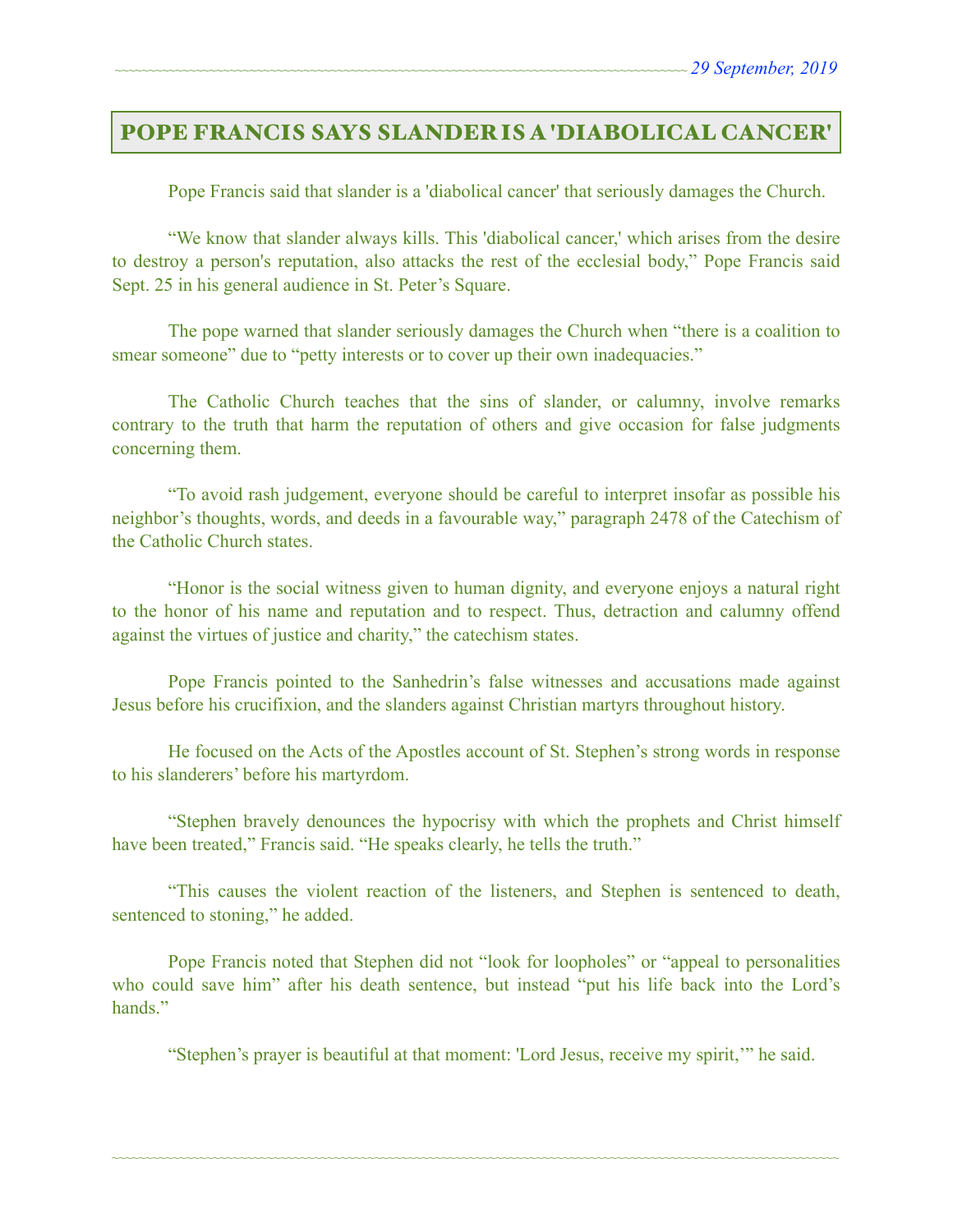29 September, 2019

# POPE FRANCIS SAYS SLANDER IS A 'DIABOLICAL CANCER'

Pope Francis said that slander is a 'diabolical cancer' that seriously damages the Church.

"We know that slander always kills. This 'diabolical cancer,' which arises from the desire to destroy a person's reputation, also attacks the rest of the ecclesial body," Pope Francis said Sept. 25 in his general audience in St. Peter's Square.

The pope warned that slander seriously damages the Church when "there is a coalition to smear someone" due to "petty interests or to cover up their own inadequacies."

The Catholic Church teaches that the sins of slander, or calumny, involve remarks contrary to the truth that harm the reputation of others and give occasion for false judgments concerning them.

"To avoid rash judgement, everyone should be careful to interpret insofar as possible his neighbor's thoughts, words, and deeds in a favourable way," paragraph 2478 of the Catechism of the Catholic Church states.

"Honor is the social witness given to human dignity, and everyone enjoys a natural right to the honor of his name and reputation and to respect. Thus, detraction and calumny offend against the virtues of justice and charity," the catechism states.

Pope Francis pointed to the Sanhedrin's false witnesses and accusations made against Jesus before his crucifixion, and the slanders against Christian martyrs throughout history.

He focused on the Acts of the Apostles account of St. Stephen's strong words in response to his slanderers' before his martyrdom.

"Stephen bravely denounces the hypocrisy with which the prophets and Christ himself have been treated," Francis said. "He speaks clearly, he tells the truth."

"This causes the violent reaction of the listeners, and Stephen is sentenced to death, sentenced to stoning," he added.

Pope Francis noted that Stephen did not "look for loopholes" or "appeal to personalities who could save him" after his death sentence, but instead "put his life back into the Lord's hands."

"Stephen's prayer is beautiful at that moment: 'Lord Jesus, receive my spirit,'" he said.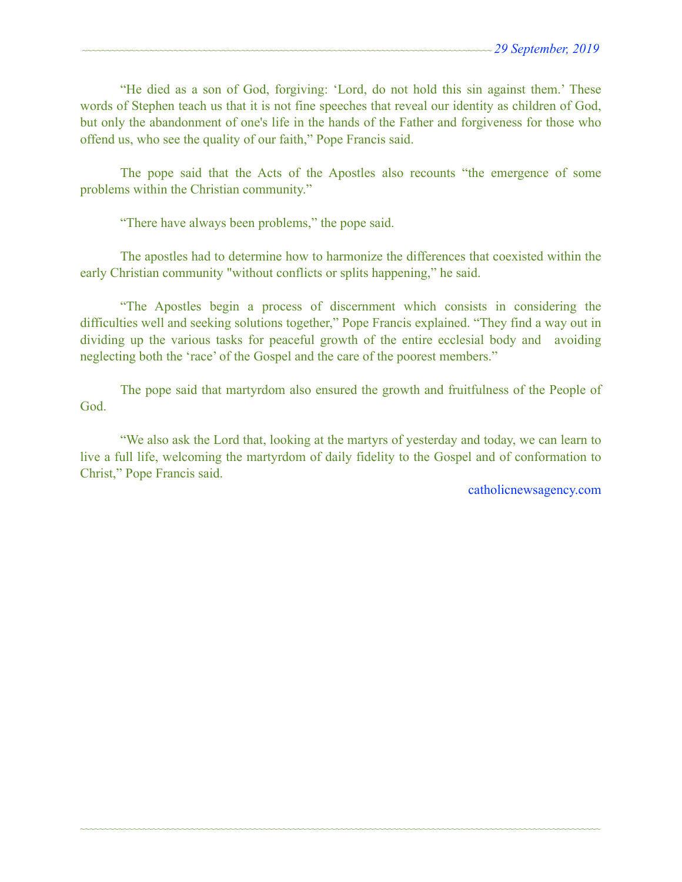“He died as a son of God, forgiving: ‘Lord, do not hold this sin against them.’ These words of Stephen teach us that it is not fine speeches that reveal our identity as children of God, but only the abandonment of one's life in the hands of the Father and forgiveness for those who offend us, who see the quality of our faith,” Pope Francis said.

The pope said that the Acts of the Apostles also recounts “the emergence of some problems within the Christian community.”

“There have always been problems,” the pope said.

The apostles had to determine how to harmonize the differences that coexisted within the early Christian community "without conflicts or splits happening,” he said.

“The Apostles begin a process of discernment which consists in considering the difficulties well and seeking solutions together,” Pope Francis explained. “They find a way out in dividing up the various tasks for peaceful growth of the entire ecclesial body and avoiding neglecting both the ‘race’ of the Gospel and the care of the poorest members.”

The pope said that martyrdom also ensured the growth and fruitfulness of the People of God.

“We also ask the Lord that, looking at the martyrs of yesterday and today, we can learn to live a full life, welcoming the martyrdom of daily fidelity to the Gospel and of conformation to Christ,” Pope Francis said.

catholicnewsagency.com